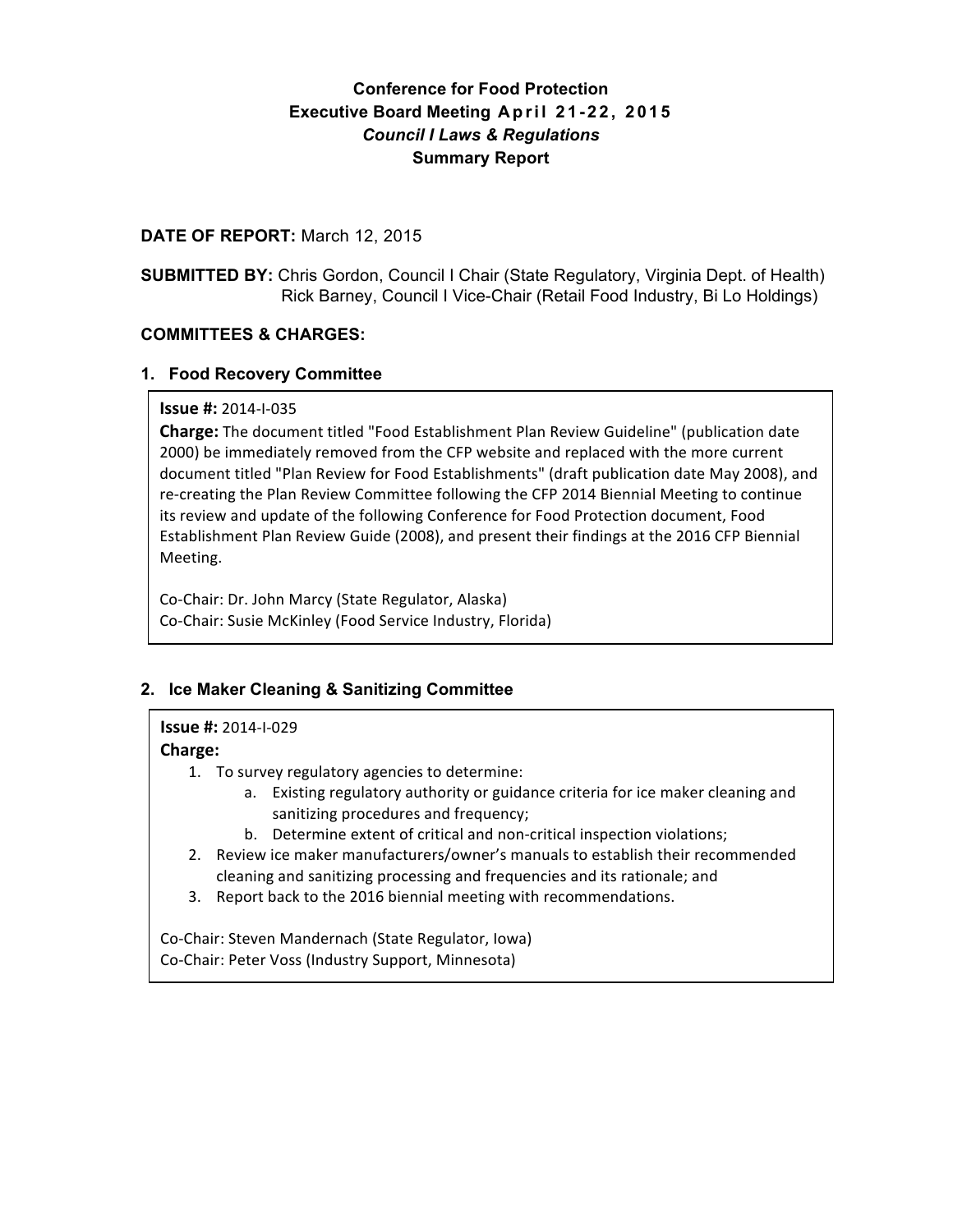# Conference for Food Protection
## Executive Board Meeting April 21-22, 2015
### *Council I Laws & Regulations*
### Summary Report

**DATE OF REPORT:** March 12, 2015

**SUBMITTED BY:** Chris Gordon, Council I Chair (State Regulatory, Virginia Dept. of Health)
Rick Barney, Council I Vice-Chair (Retail Food Industry, Bi Lo Holdings)

**COMMITTEES & CHARGES:**

### 1. Food Recovery Committee

**Issue #:** 2014-I-035

**Charge:** The document titled "Food Establishment Plan Review Guideline" (publication date 2000) be immediately removed from the CFP website and replaced with the more current document titled "Plan Review for Food Establishments" (draft publication date May 2008), and re-creating the Plan Review Committee following the CFP 2014 Biennial Meeting to continue its review and update of the following Conference for Food Protection document, Food Establishment Plan Review Guide (2008), and present their findings at the 2016 CFP Biennial Meeting.

Co-Chair: Dr. John Marcy (State Regulator, Alaska)
Co-Chair: Susie McKinley (Food Service Industry, Florida)

### 2. Ice Maker Cleaning & Sanitizing Committee

**Issue #:** 2014-I-029

**Charge:**

1. To survey regulatory agencies to determine:
    a. Existing regulatory authority or guidance criteria for ice maker cleaning and sanitizing procedures and frequency;
    b. Determine extent of critical and non-critical inspection violations;
2. Review ice maker manufacturers/owner's manuals to establish their recommended cleaning and sanitizing processing and frequencies and its rationale; and
3. Report back to the 2016 biennial meeting with recommendations.

Co-Chair: Steven Mandernach (State Regulator, Iowa)
Co-Chair: Peter Voss (Industry Support, Minnesota)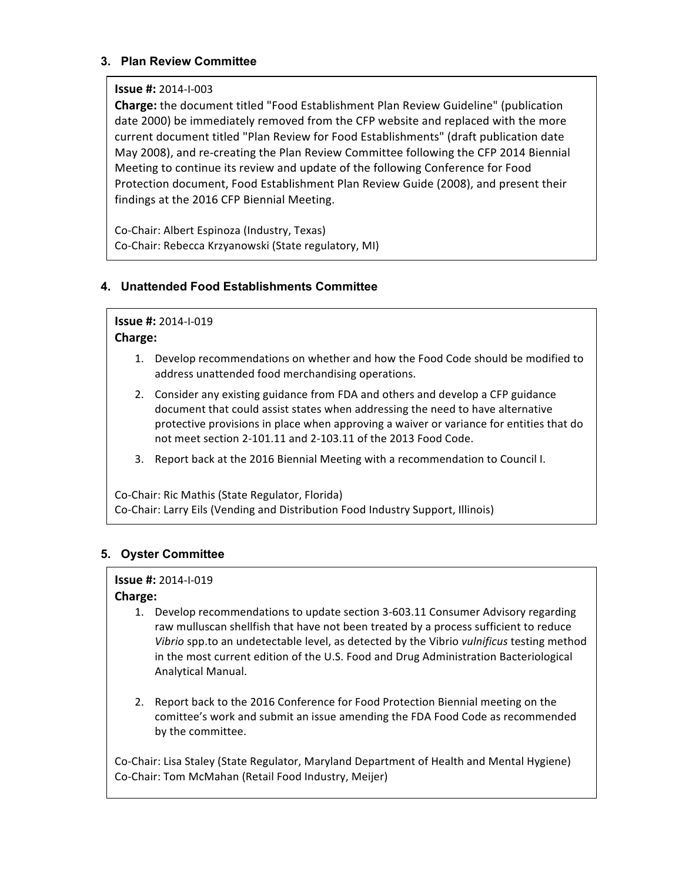### 3. Plan Review Committee

**Issue #:** 2014-I-003
**Charge:** the document titled "Food Establishment Plan Review Guideline" (publication date 2000) be immediately removed from the CFP website and replaced with the more current document titled "Plan Review for Food Establishments" (draft publication date May 2008), and re-creating the Plan Review Committee following the CFP 2014 Biennial Meeting to continue its review and update of the following Conference for Food Protection document, Food Establishment Plan Review Guide (2008), and present their findings at the 2016 CFP Biennial Meeting.

Co-Chair: Albert Espinoza (Industry, Texas)
Co-Chair: Rebecca Krzyanowski (State regulatory, MI)

### 4. Unattended Food Establishments Committee

**Issue #:** 2014-I-019
**Charge:**

1. Develop recommendations on whether and how the Food Code should be modified to address unattended food merchandising operations.
2. Consider any existing guidance from FDA and others and develop a CFP guidance document that could assist states when addressing the need to have alternative protective provisions in place when approving a waiver or variance for entities that do not meet section 2-101.11 and 2-103.11 of the 2013 Food Code.
3. Report back at the 2016 Biennial Meeting with a recommendation to Council I.

Co-Chair: Ric Mathis (State Regulator, Florida)
Co-Chair: Larry Eils (Vending and Distribution Food Industry Support, Illinois)

### 5. Oyster Committee

**Issue #:** 2014-I-019
**Charge:**

1. Develop recommendations to update section 3-603.11 Consumer Advisory regarding raw mulluscan shellfish that have not been treated by a process sufficient to reduce *Vibrio* spp.to an undetectable level, as detected by the Vibrio *vulnificus* testing method in the most current edition of the U.S. Food and Drug Administration Bacteriological Analytical Manual.

2. Report back to the 2016 Conference for Food Protection Biennial meeting on the comittee's work and submit an issue amending the FDA Food Code as recommended by the committee.

Co-Chair: Lisa Staley (State Regulator, Maryland Department of Health and Mental Hygiene)
Co-Chair: Tom McMahan (Retail Food Industry, Meijer)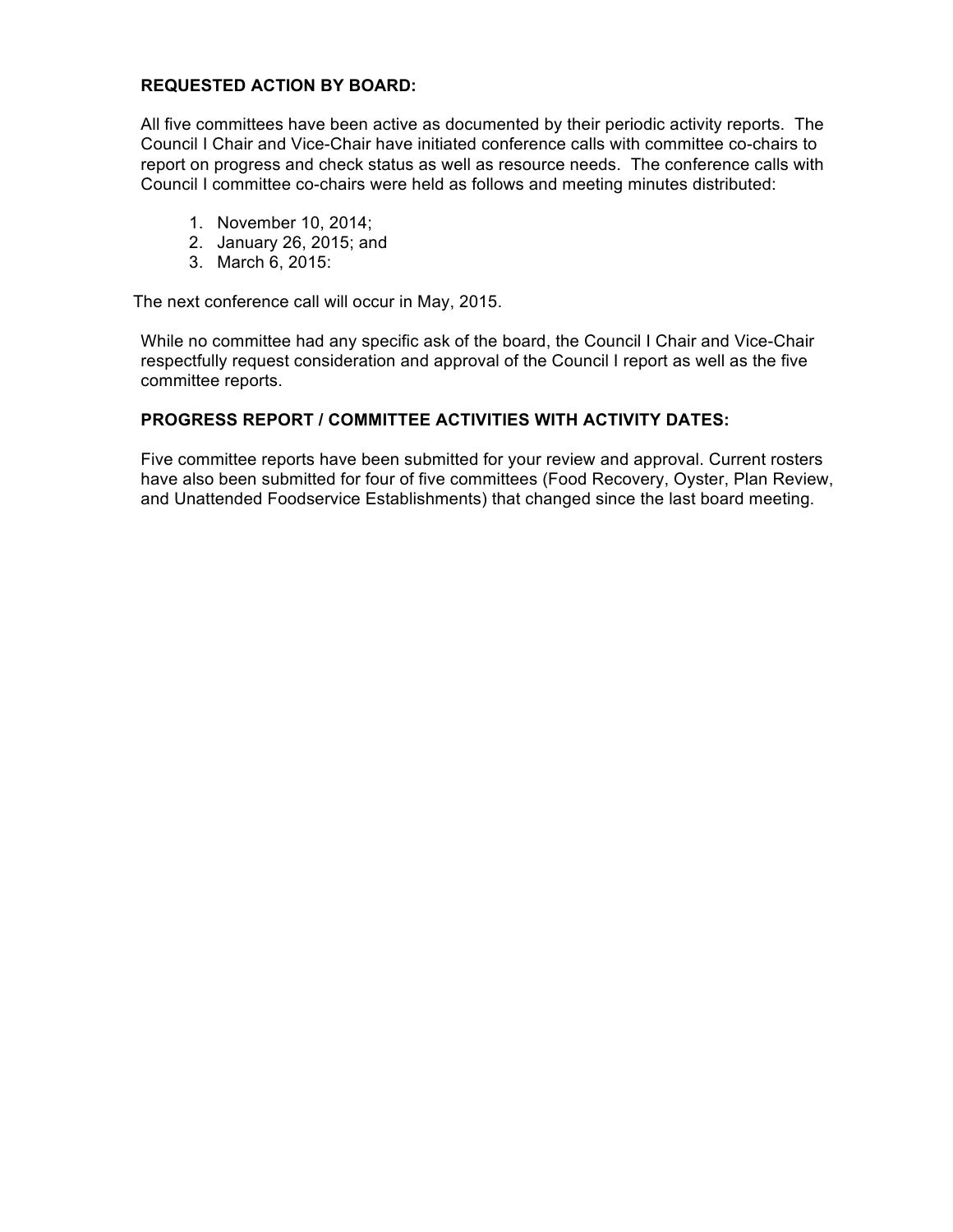**REQUESTED ACTION BY BOARD:**

All five committees have been active as documented by their periodic activity reports. The Council I Chair and Vice-Chair have initiated conference calls with committee co-chairs to report on progress and check status as well as resource needs. The conference calls with Council I committee co-chairs were held as follows and meeting minutes distributed:

1. November 10, 2014;
2. January 26, 2015; and
3. March 6, 2015:

The next conference call will occur in May, 2015.

While no committee had any specific ask of the board, the Council I Chair and Vice-Chair respectfully request consideration and approval of the Council I report as well as the five committee reports.

**PROGRESS REPORT / COMMITTEE ACTIVITIES WITH ACTIVITY DATES:**

Five committee reports have been submitted for your review and approval. Current rosters have also been submitted for four of five committees (Food Recovery, Oyster, Plan Review, and Unattended Foodservice Establishments) that changed since the last board meeting.